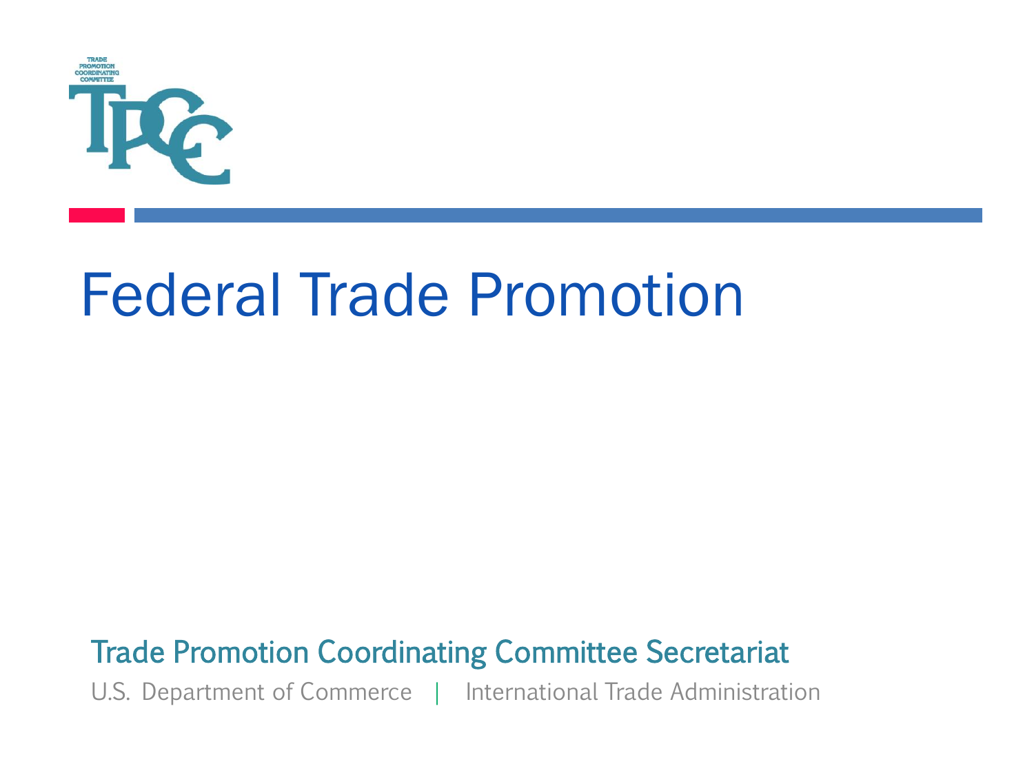# Federal Trade Promotion

Trade Promotion Coordinating Committee Secretariat

U.S. Department of Commerce | International Trade Administration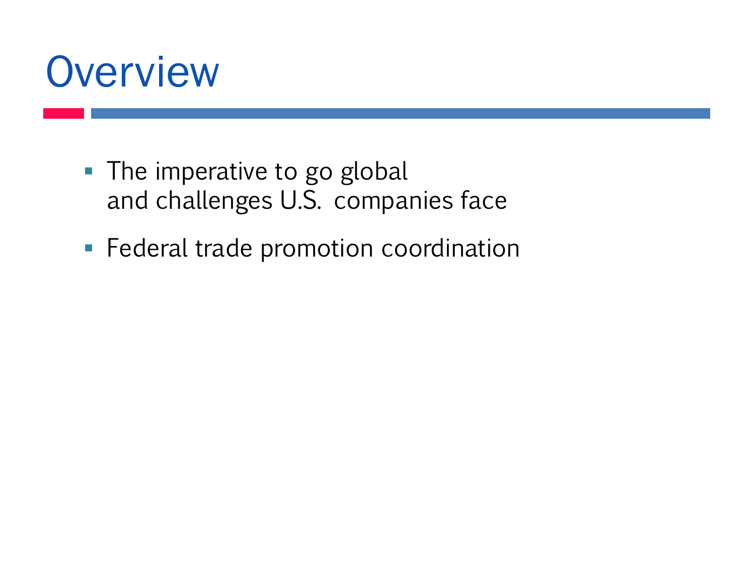# Overview

- The imperative to go global and challenges U.S. companies face
- Federal trade promotion coordination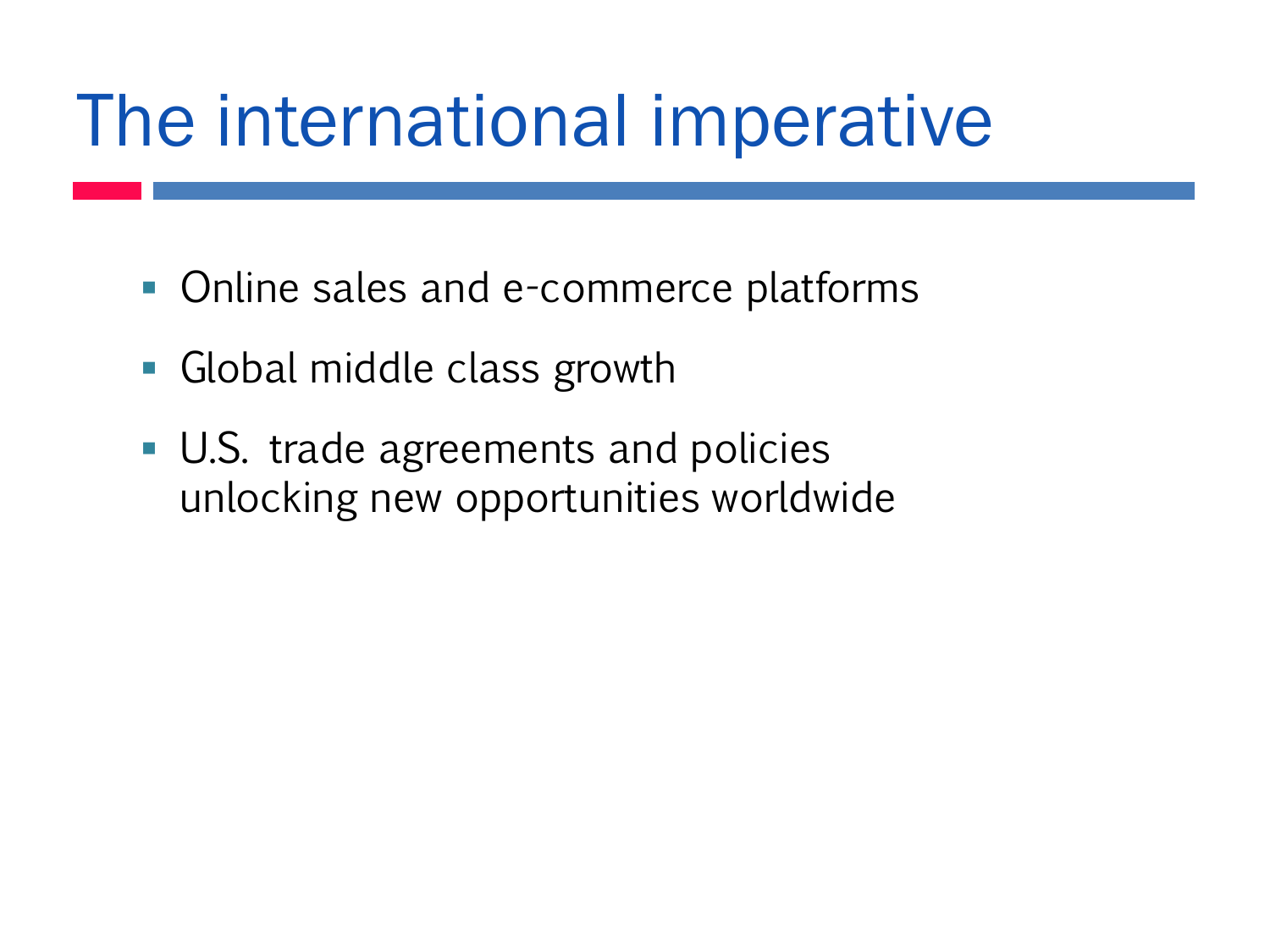# The international imperative

- Online sales and e-commerce platforms
- Global middle class growth
- U.S. trade agreements and policies unlocking new opportunities worldwide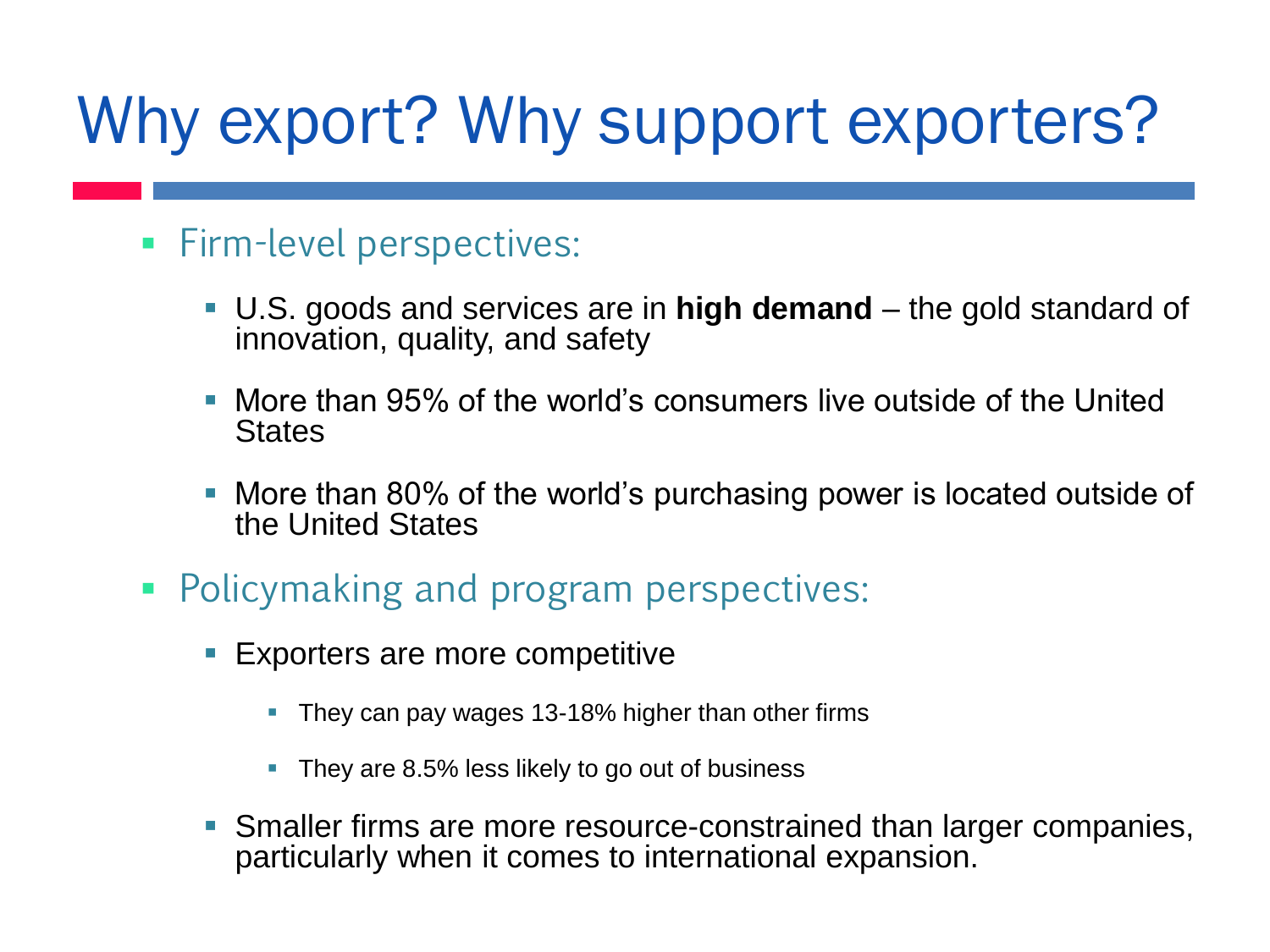# Why export? Why support exporters?

- Firm-level perspectives:
  - U.S. goods and services are in **high demand** – the gold standard of innovation, quality, and safety
  - More than 95% of the world's consumers live outside of the United States
  - More than 80% of the world's purchasing power is located outside of the United States
- Policymaking and program perspectives:
  - Exporters are more competitive
    - They can pay wages 13-18% higher than other firms
    - They are 8.5% less likely to go out of business
  - Smaller firms are more resource-constrained than larger companies, particularly when it comes to international expansion.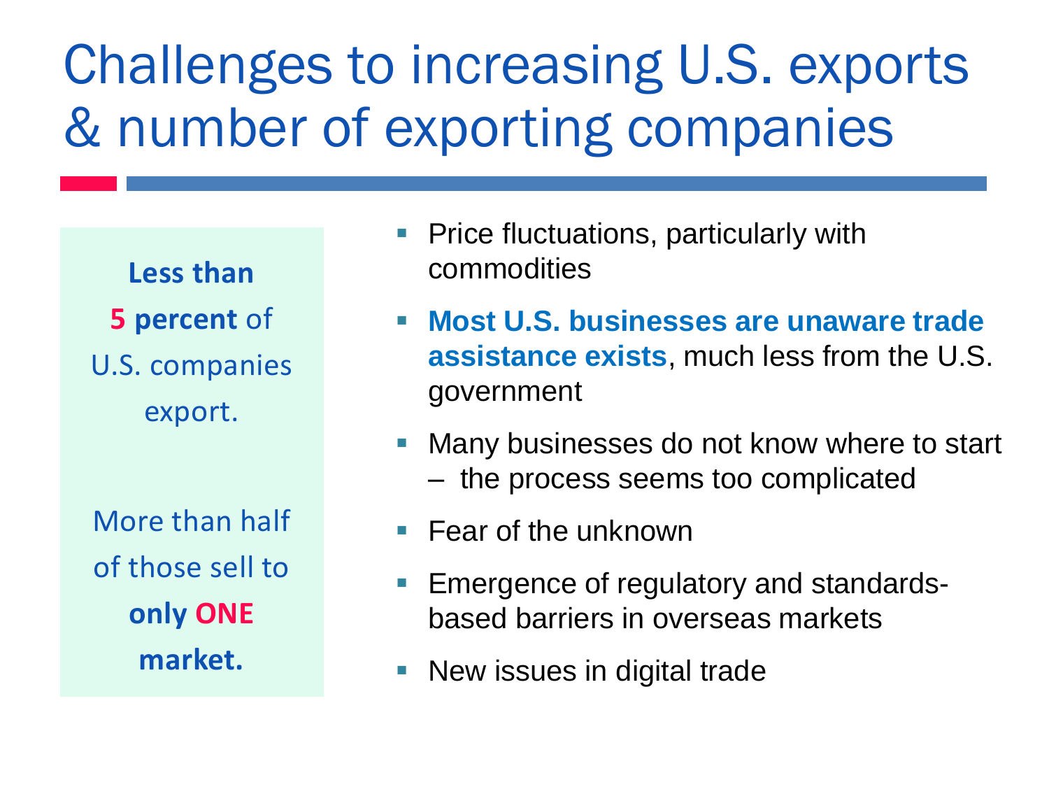# Challenges to increasing U.S. exports & number of exporting companies

**Less than 5 percent** of U.S. companies export.

More than half of those sell to **only ONE market.**

- Price fluctuations, particularly with commodities
- **Most U.S. businesses are unaware trade assistance exists**, much less from the U.S. government
- Many businesses do not know where to start – the process seems too complicated
- Fear of the unknown
- Emergence of regulatory and standards-based barriers in overseas markets
- New issues in digital trade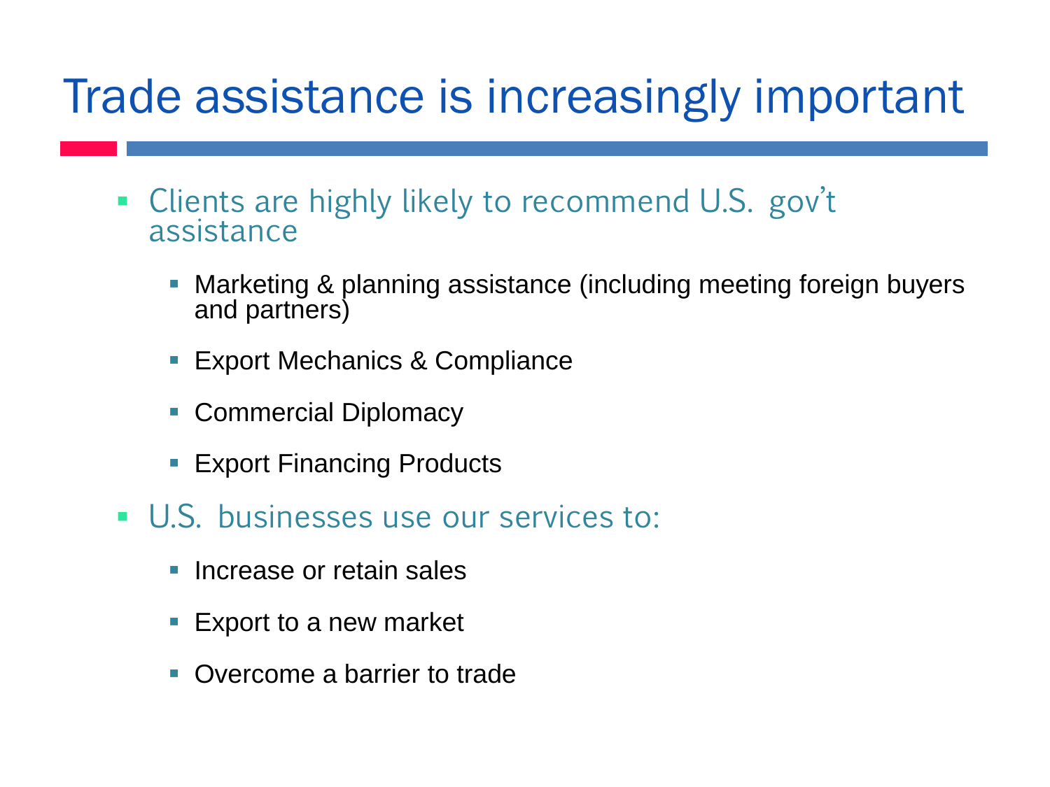# Trade assistance is increasingly important

- Clients are highly likely to recommend U.S. gov't assistance
  - Marketing & planning assistance (including meeting foreign buyers and partners)
  - Export Mechanics & Compliance
  - Commercial Diplomacy
  - Export Financing Products
- U.S. businesses use our services to:
  - Increase or retain sales
  - Export to a new market
  - Overcome a barrier to trade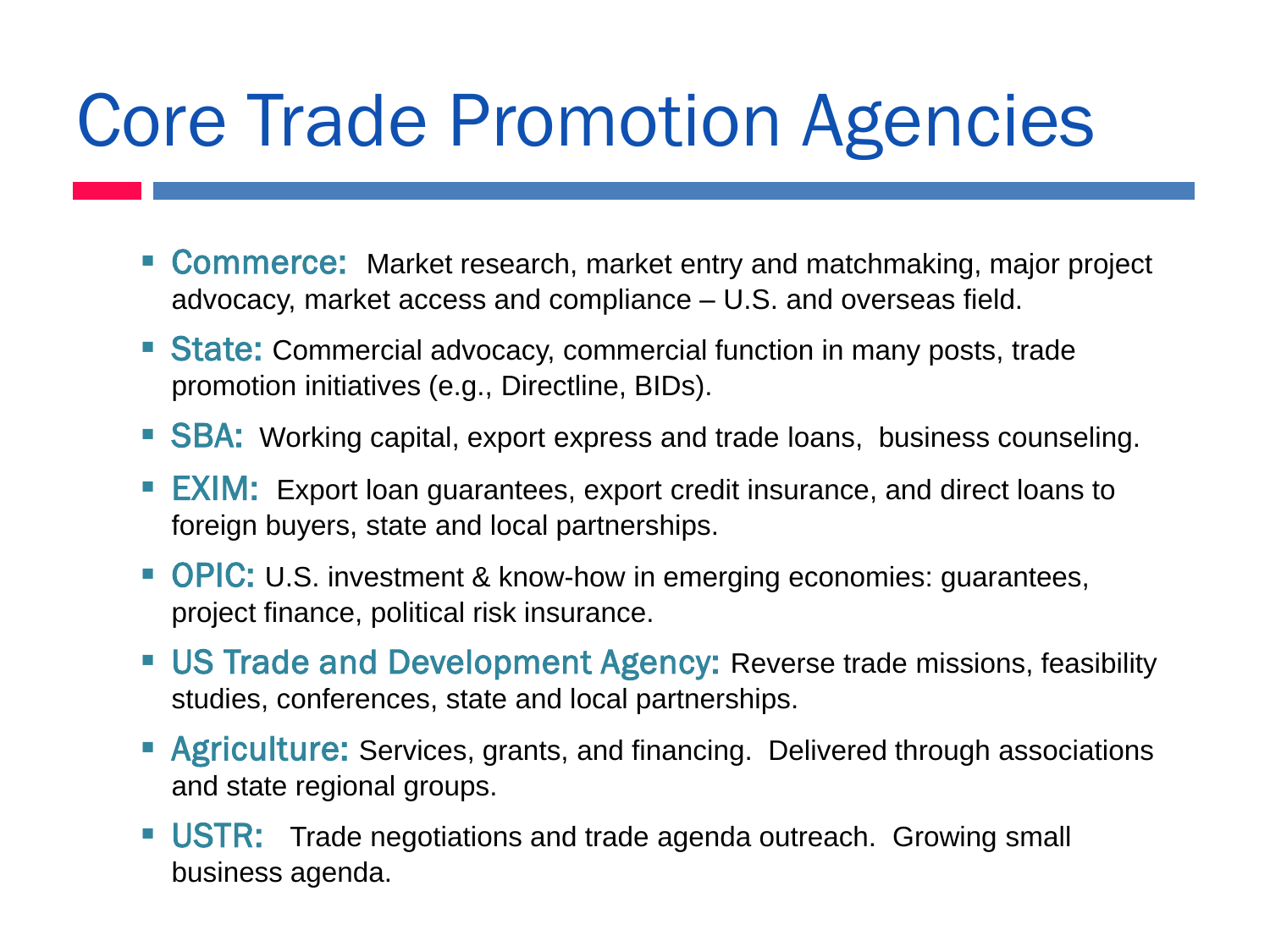# Core Trade Promotion Agencies

- **Commerce:** Market research, market entry and matchmaking, major project advocacy, market access and compliance – U.S. and overseas field.
- **State:** Commercial advocacy, commercial function in many posts, trade promotion initiatives (e.g., Directline, BIDs).
- **SBA:** Working capital, export express and trade loans, business counseling.
- **EXIM:** Export loan guarantees, export credit insurance, and direct loans to foreign buyers, state and local partnerships.
- **OPIC:** U.S. investment & know-how in emerging economies: guarantees, project finance, political risk insurance.
- **US Trade and Development Agency:** Reverse trade missions, feasibility studies, conferences, state and local partnerships.
- **Agriculture:** Services, grants, and financing. Delivered through associations and state regional groups.
- **USTR:** Trade negotiations and trade agenda outreach. Growing small business agenda.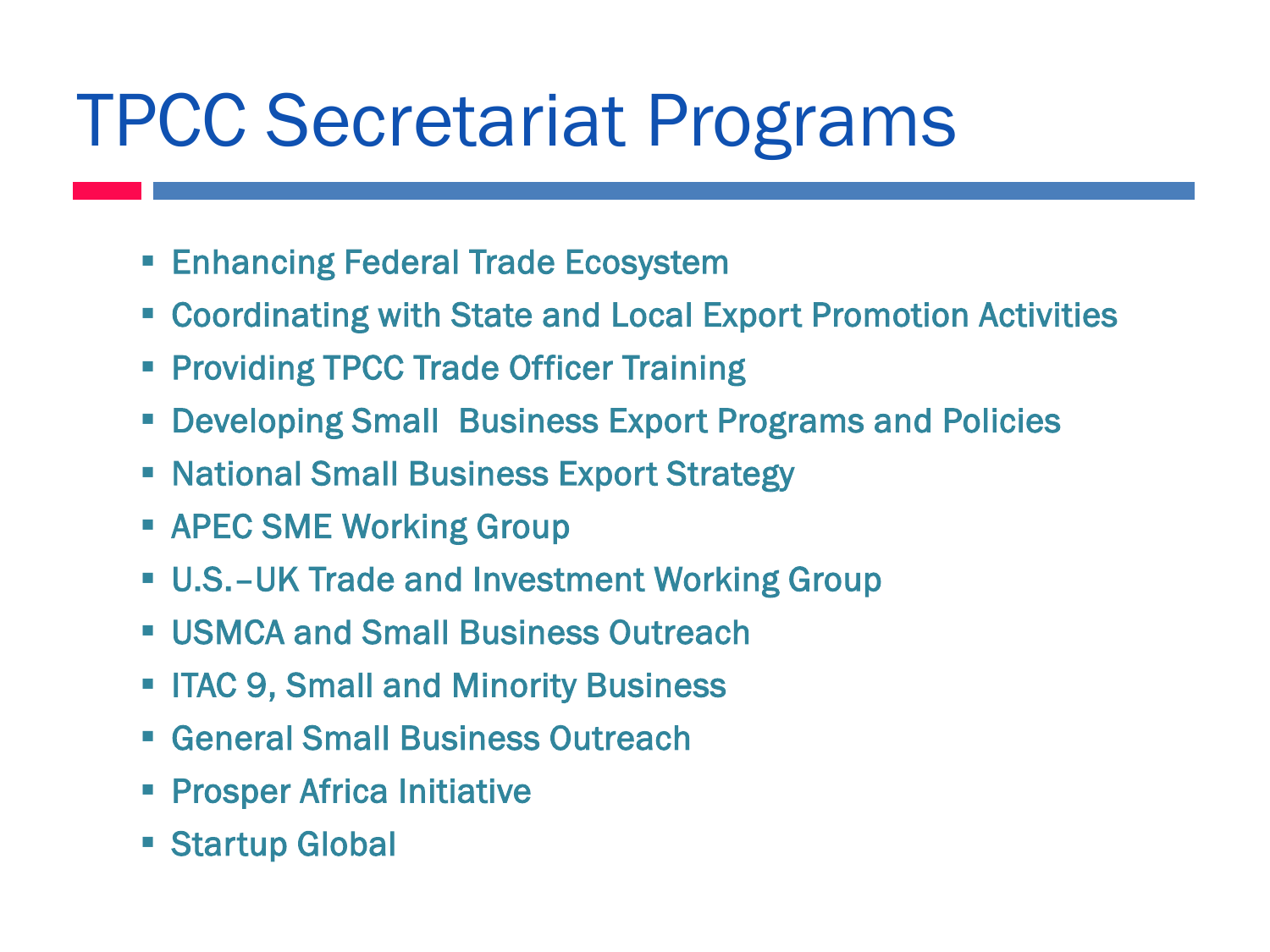# TPCC Secretariat Programs

- Enhancing Federal Trade Ecosystem
- Coordinating with State and Local Export Promotion Activities
- Providing TPCC Trade Officer Training
- Developing Small  Business Export Programs and Policies
- National Small Business Export Strategy
- APEC SME Working Group
- U.S.–UK Trade and Investment Working Group
- USMCA and Small Business Outreach
- ITAC 9, Small and Minority Business
- General Small Business Outreach
- Prosper Africa Initiative
- Startup Global